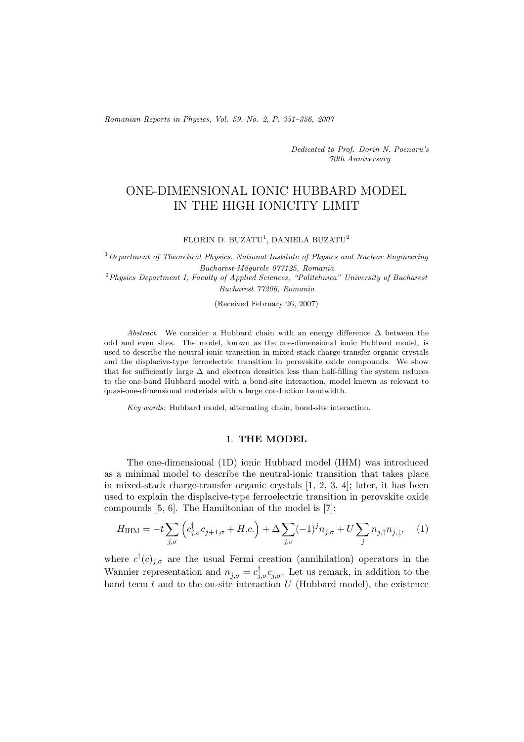*Dedicated to Prof. Dorin N. Poenaru's 70th Anniversary*

# ONE-DIMENSIONAL IONIC HUBBARD MODEL IN THE HIGH IONICITY LIMIT

FLORIN D. BUZATU[1], DANIELA BUZATU[2]

[1] *Department of Theoretical Physics, National Institute of Physics and Nuclear Engineering Bucharest-Măgurele 077125, Romania*

[2] *Physics Department I, Faculty of Applied Sciences, "Politehnica" University of Bucharest Bucharest 77206, Romania*

(Received February 26, 2007)

*Abstract.* We consider a Hubbard chain with an energy difference $\Delta$ between the odd and even sites. The model, known as the one-dimensional ionic Hubbard model, is used to describe the neutral-ionic transition in mixed-stack charge-transfer organic crystals and the displacive-type ferroelectric transition in perovskite oxide compounds. We show that for sufficiently large $\Delta$ and electron densities less than half-filling the system reduces to the one-band Hubbard model with a bond-site interaction, model known as relevant to quasi-one-dimensional materials with a large conduction bandwidth.

*Key words:* Hubbard model, alternating chain, bond-site interaction.

## 1. THE MODEL

The one-dimensional (1D) ionic Hubbard model (IHM) was introduced as a minimal model to describe the neutral-ionic transition that takes place in mixed-stack charge-transfer organic crystals [1, 2, 3, 4]; later, it has been used to explain the displacive-type ferroelectric transition in perovskite oxide compounds [5, 6]. The Hamiltonian of the model is [7]:

$$H_{\mathrm{IHM}} = -t \sum_{j,\sigma} \left( c^{\dagger}_{j,\sigma} c_{j+1,\sigma} + H.c. \right) + \Delta \sum_{j,\sigma} (-1)^j n_{j,\sigma} + U \sum_{j} n_{j,\uparrow} n_{j,\downarrow}, \quad (1)$$

where $c^{\dagger}(c)_{j,\sigma}$ are the usual Fermi creation (annihilation) operators in the Wannier representation and $n_{j,\sigma} = c^{\dagger}_{j,\sigma} c_{j,\sigma}$. Let us remark, in addition to the band term $t$ and to the on-site interaction $U$ (Hubbard model), the existence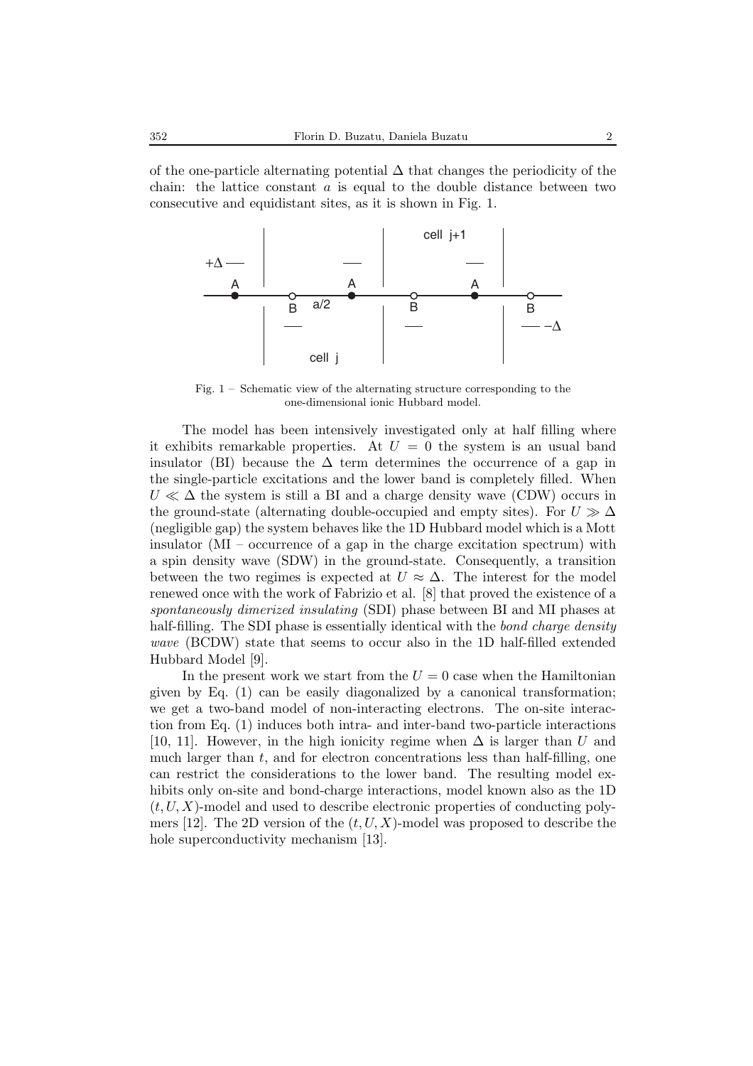of the one-particle alternating potential $\Delta$ that changes the periodicity of the chain: the lattice constant $a$ is equal to the double distance between two consecutive and equidistant sites, as it is shown in Fig. 1.

Fig. 1 – Schematic view of the alternating structure corresponding to the one-dimensional ionic Hubbard model.

The model has been intensively investigated only at half filling where it exhibits remarkable properties. At $U = 0$ the system is an usual band insulator (BI) because the $\Delta$ term determines the occurrence of a gap in the single-particle excitations and the lower band is completely filled. When $U \ll \Delta$ the system is still a BI and a charge density wave (CDW) occurs in the ground-state (alternating double-occupied and empty sites). For $U \gg \Delta$ (negligible gap) the system behaves like the 1D Hubbard model which is a Mott insulator (MI – occurrence of a gap in the charge excitation spectrum) with a spin density wave (SDW) in the ground-state. Consequently, a transition between the two regimes is expected at $U \approx \Delta$. The interest for the model renewed once with the work of Fabrizio et al. [8] that proved the existence of a *spontaneously dimerized insulating* (SDI) phase between BI and MI phases at half-filling. The SDI phase is essentially identical with the *bond charge density wave* (BCDW) state that seems to occur also in the 1D half-filled extended Hubbard Model [9].

In the present work we start from the $U = 0$ case when the Hamiltonian given by Eq. (1) can be easily diagonalized by a canonical transformation; we get a two-band model of non-interacting electrons. The on-site interaction from Eq. (1) induces both intra- and inter-band two-particle interactions [10, 11]. However, in the high ionicity regime when $\Delta$ is larger than $U$ and much larger than $t$, and for electron concentrations less than half-filling, one can restrict the considerations to the lower band. The resulting model exhibits only on-site and bond-charge interactions, model known also as the 1D $(t, U, X)$-model and used to describe electronic properties of conducting polymers [12]. The 2D version of the $(t, U, X)$-model was proposed to describe the hole superconductivity mechanism [13].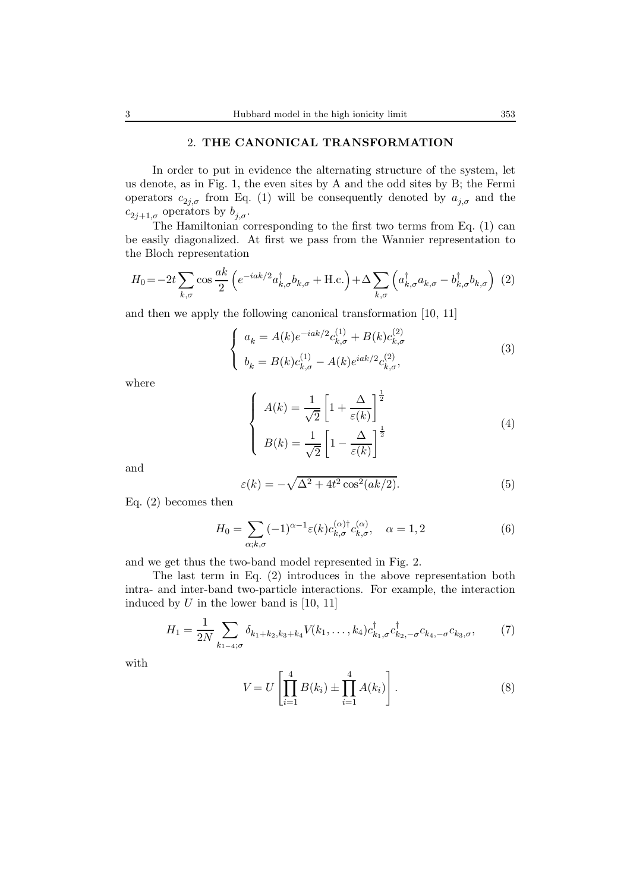## 2. **THE CANONICAL TRANSFORMATION**

In order to put in evidence the alternating structure of the system, let us denote, as in Fig. 1, the even sites by A and the odd sites by B; the Fermi operators $c_{2j,\sigma}$ from Eq. (1) will be consequently denoted by $a_{j,\sigma}$ and the $c_{2j+1,\sigma}$ operators by $b_{j,\sigma}$.

The Hamiltonian corresponding to the first two terms from Eq. (1) can be easily diagonalized. At first we pass from the Wannier representation to the Bloch representation

$$H_0 = -2t \sum_{k,\sigma} \cos \frac{ak}{2} \left( e^{-iak/2} a^{\dagger}_{k,\sigma} b_{k,\sigma} + \text{H.c.} \right) + \Delta \sum_{k,\sigma} \left( a^{\dagger}_{k,\sigma} a_{k,\sigma} - b^{\dagger}_{k,\sigma} b_{k,\sigma} \right) \quad (2)$$

and then we apply the following canonical transformation [10, 11]

$$\begin{cases} a_k = A(k) e^{-iak/2} c^{(1)}_{k,\sigma} + B(k) c^{(2)}_{k,\sigma} \\ b_k = B(k) c^{(1)}_{k,\sigma} - A(k) e^{iak/2} c^{(2)}_{k,\sigma}, \end{cases} \quad (3)$$

where

$$\begin{cases} A(k) = \dfrac{1}{\sqrt{2}} \left[ 1 + \dfrac{\Delta}{\varepsilon(k)} \right]^{\frac{1}{2}} \\ B(k) = \dfrac{1}{\sqrt{2}} \left[ 1 - \dfrac{\Delta}{\varepsilon(k)} \right]^{\frac{1}{2}} \end{cases} \quad (4)$$

and

$$\varepsilon(k) = -\sqrt{\Delta^2 + 4t^2 \cos^2(ak/2)}. \quad (5)$$

Eq. (2) becomes then

$$H_0 = \sum_{\alpha;k,\sigma} (-1)^{\alpha-1} \varepsilon(k) c^{(\alpha)\dagger}_{k,\sigma} c^{(\alpha)}_{k,\sigma}, \quad \alpha = 1, 2 \quad (6)$$

and we get thus the two-band model represented in Fig. 2.

The last term in Eq. (2) introduces in the above representation both intra- and inter-band two-particle interactions. For example, the interaction induced by $U$ in the lower band is [10, 11]

$$H_1 = \frac{1}{2N} \sum_{k_{1-4};\sigma} \delta_{k_1+k_2,k_3+k_4} V(k_1, \ldots, k_4) c^{\dagger}_{k_1,\sigma} c^{\dagger}_{k_2,-\sigma} c_{k_4,-\sigma} c_{k_3,\sigma}, \quad (7)$$

with

$$V = U \left[ \prod_{i=1}^{4} B(k_i) \pm \prod_{i=1}^{4} A(k_i) \right]. \quad (8)$$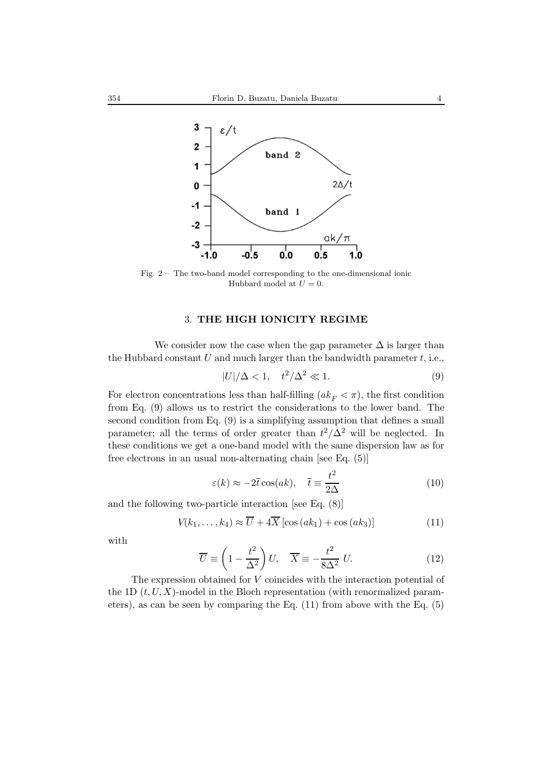Fig. 2 – The two-band model corresponding to the one-dimensional ionic Hubbard model at $U = 0$.

## 3. THE HIGH IONICITY REGIME

We consider now the case when the gap parameter $\Delta$ is larger than the Hubbard constant $U$ and much larger than the bandwidth parameter $t$, i.e.,

$$|U|/\Delta < 1, \quad t^2/\Delta^2 \ll 1. \tag{9}$$

For electron concentrations less than half-filling ($ak_F < \pi$), the first condition from Eq. (9) allows us to restrict the considerations to the lower band. The second condition from Eq. (9) is a simplifying assumption that defines a small parameter; all the terms of order greater than $t^2/\Delta^2$ will be neglected. In these conditions we get a one-band model with the same dispersion law as for free electrons in an usual non-alternating chain [see Eq. (5)]

$$\varepsilon(k) \approx -2\overline{t}\cos(ak), \quad \overline{t} \equiv \frac{t^2}{2\Delta} \tag{10}$$

and the following two-particle interaction [see Eq. (8)]

$$V(k_1, \ldots, k_4) \approx \overline{U} + 4\overline{X}\left[\cos(ak_1) + \cos(ak_3)\right] \tag{11}$$

with

$$\overline{U} \equiv \left(1 - \frac{t^2}{\Delta^2}\right) U, \quad \overline{X} \equiv -\frac{t^2}{8\Delta^2}\, U. \tag{12}$$

The expression obtained for $V$ coincides with the interaction potential of the 1D $(t, U, X)$-model in the Bloch representation (with renormalized parameters), as can be seen by comparing the Eq. (11) from above with the Eq. (5)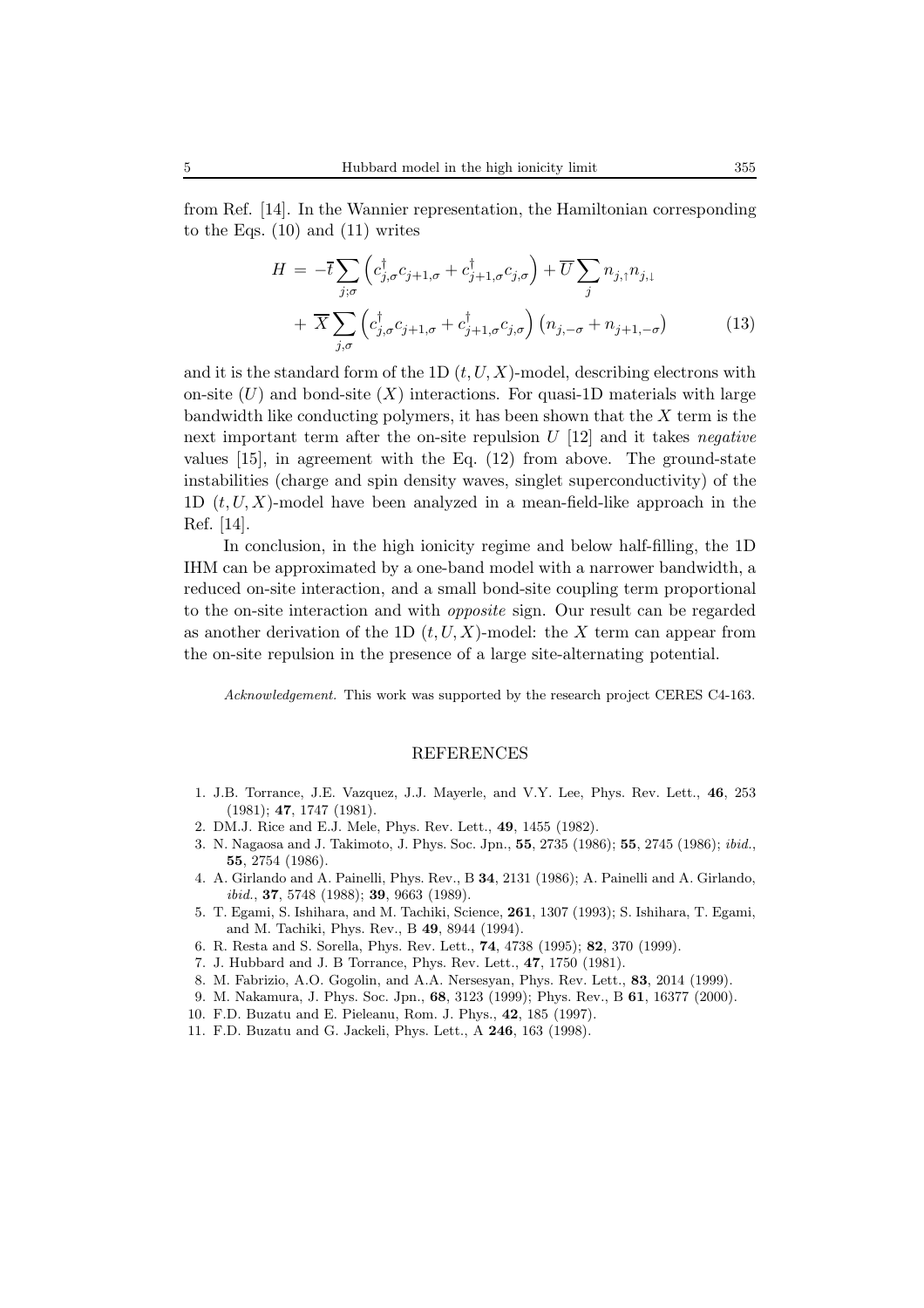from Ref. [14]. In the Wannier representation, the Hamiltonian corresponding to the Eqs. (10) and (11) writes

$$
\begin{aligned}
H \;=\; & -\overline{t}\sum_{j;\sigma}\left(c^{\dagger}_{j,\sigma}c_{j+1,\sigma}+c^{\dagger}_{j+1,\sigma}c_{j,\sigma}\right)+\overline{U}\sum_{j}n_{j,\uparrow}n_{j,\downarrow} \\
& +\;\overline{X}\sum_{j,\sigma}\left(c^{\dagger}_{j,\sigma}c_{j+1,\sigma}+c^{\dagger}_{j+1,\sigma}c_{j,\sigma}\right)\left(n_{j,-\sigma}+n_{j+1,-\sigma}\right) \qquad (13)
\end{aligned}
$$

and it is the standard form of the 1D $(t,U,X)$-model, describing electrons with on-site $(U)$ and bond-site $(X)$ interactions. For quasi-1D materials with large bandwidth like conducting polymers, it has been shown that the $X$ term is the next important term after the on-site repulsion $U$ [12] and it takes *negative* values [15], in agreement with the Eq. (12) from above. The ground-state instabilities (charge and spin density waves, singlet superconductivity) of the 1D $(t,U,X)$-model have been analyzed in a mean-field-like approach in the Ref. [14].

In conclusion, in the high ionicity regime and below half-filling, the 1D IHM can be approximated by a one-band model with a narrower bandwidth, a reduced on-site interaction, and a small bond-site coupling term proportional to the on-site interaction and with *opposite* sign. Our result can be regarded as another derivation of the 1D $(t,U,X)$-model: the $X$ term can appear from the on-site repulsion in the presence of a large site-alternating potential.

*Acknowledgement.* This work was supported by the research project CERES C4-163.

## REFERENCES

1. J.B. Torrance, J.E. Vazquez, J.J. Mayerle, and V.Y. Lee, Phys. Rev. Lett., **46**, 253 (1981); **47**, 1747 (1981).
2. DM.J. Rice and E.J. Mele, Phys. Rev. Lett., **49**, 1455 (1982).
3. N. Nagaosa and J. Takimoto, J. Phys. Soc. Jpn., **55**, 2735 (1986); **55**, 2745 (1986); *ibid.*, **55**, 2754 (1986).
4. A. Girlando and A. Painelli, Phys. Rev., B **34**, 2131 (1986); A. Painelli and A. Girlando, *ibid.*, **37**, 5748 (1988); **39**, 9663 (1989).
5. T. Egami, S. Ishihara, and M. Tachiki, Science, **261**, 1307 (1993); S. Ishihara, T. Egami, and M. Tachiki, Phys. Rev., B **49**, 8944 (1994).
6. R. Resta and S. Sorella, Phys. Rev. Lett., **74**, 4738 (1995); **82**, 370 (1999).
7. J. Hubbard and J. B Torrance, Phys. Rev. Lett., **47**, 1750 (1981).
8. M. Fabrizio, A.O. Gogolin, and A.A. Nersesyan, Phys. Rev. Lett., **83**, 2014 (1999).
9. M. Nakamura, J. Phys. Soc. Jpn., **68**, 3123 (1999); Phys. Rev., B **61**, 16377 (2000).
10. F.D. Buzatu and E. Pieleanu, Rom. J. Phys., **42**, 185 (1997).
11. F.D. Buzatu and G. Jackeli, Phys. Lett., A **246**, 163 (1998).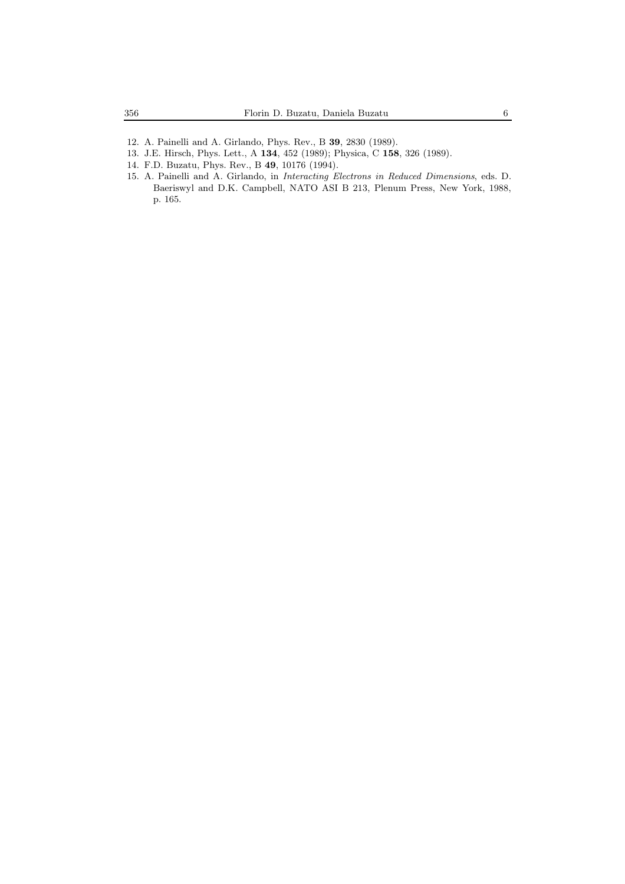12. A. Painelli and A. Girlando, Phys. Rev., B **39**, 2830 (1989).
13. J.E. Hirsch, Phys. Lett., A **134**, 452 (1989); Physica, C **158**, 326 (1989).
14. F.D. Buzatu, Phys. Rev., B **49**, 10176 (1994).
15. A. Painelli and A. Girlando, in *Interacting Electrons in Reduced Dimensions*, eds. D. Baeriswyl and D.K. Campbell, NATO ASI B 213, Plenum Press, New York, 1988, p. 165.